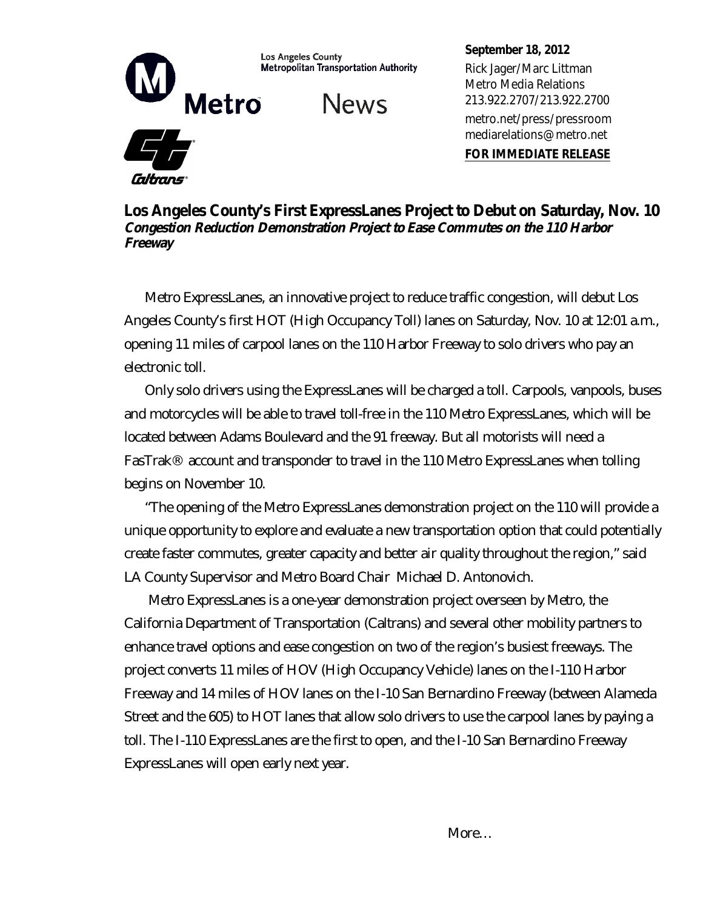Los Angeles County Metropolitan Transportation Authority

Metro News

Caltrans

**September 18, 2012**
Rick Jager/Marc Littman
Metro Media Relations
213.922.2707/213.922.2700
metro.net/press/pressroom
mediarelations@metro.net

**FOR IMMEDIATE RELEASE**

# Los Angeles County's First ExpressLanes Project to Debut on Saturday, Nov. 10

***Congestion Reduction Demonstration Project to Ease Commutes on the 110 Harbor Freeway***

Metro ExpressLanes, an innovative project to reduce traffic congestion, will debut Los Angeles County's first HOT (High Occupancy Toll) lanes on Saturday, Nov. 10 at 12:01 a.m., opening 11 miles of carpool lanes on the 110 Harbor Freeway to solo drivers who pay an electronic toll.

Only solo drivers using the ExpressLanes will be charged a toll. Carpools, vanpools, buses and motorcycles will be able to travel toll-free in the 110 Metro ExpressLanes, which will be located between Adams Boulevard and the 91 freeway. But all motorists will need a FasTrak® account and transponder to travel in the 110 Metro ExpressLanes when tolling begins on November 10.

"The opening of the Metro ExpressLanes demonstration project on the 110 will provide a unique opportunity to explore and evaluate a new transportation option that could potentially create faster commutes, greater capacity and better air quality throughout the region," said LA County Supervisor and Metro Board Chair Michael D. Antonovich.

Metro ExpressLanes is a one-year demonstration project overseen by Metro, the California Department of Transportation (Caltrans) and several other mobility partners to enhance travel options and ease congestion on two of the region's busiest freeways. The project converts 11 miles of HOV (High Occupancy Vehicle) lanes on the I-110 Harbor Freeway and 14 miles of HOV lanes on the I-10 San Bernardino Freeway (between Alameda Street and the 605) to HOT lanes that allow solo drivers to use the carpool lanes by paying a toll. The I-110 ExpressLanes are the first to open, and the I-10 San Bernardino Freeway ExpressLanes will open early next year.

More…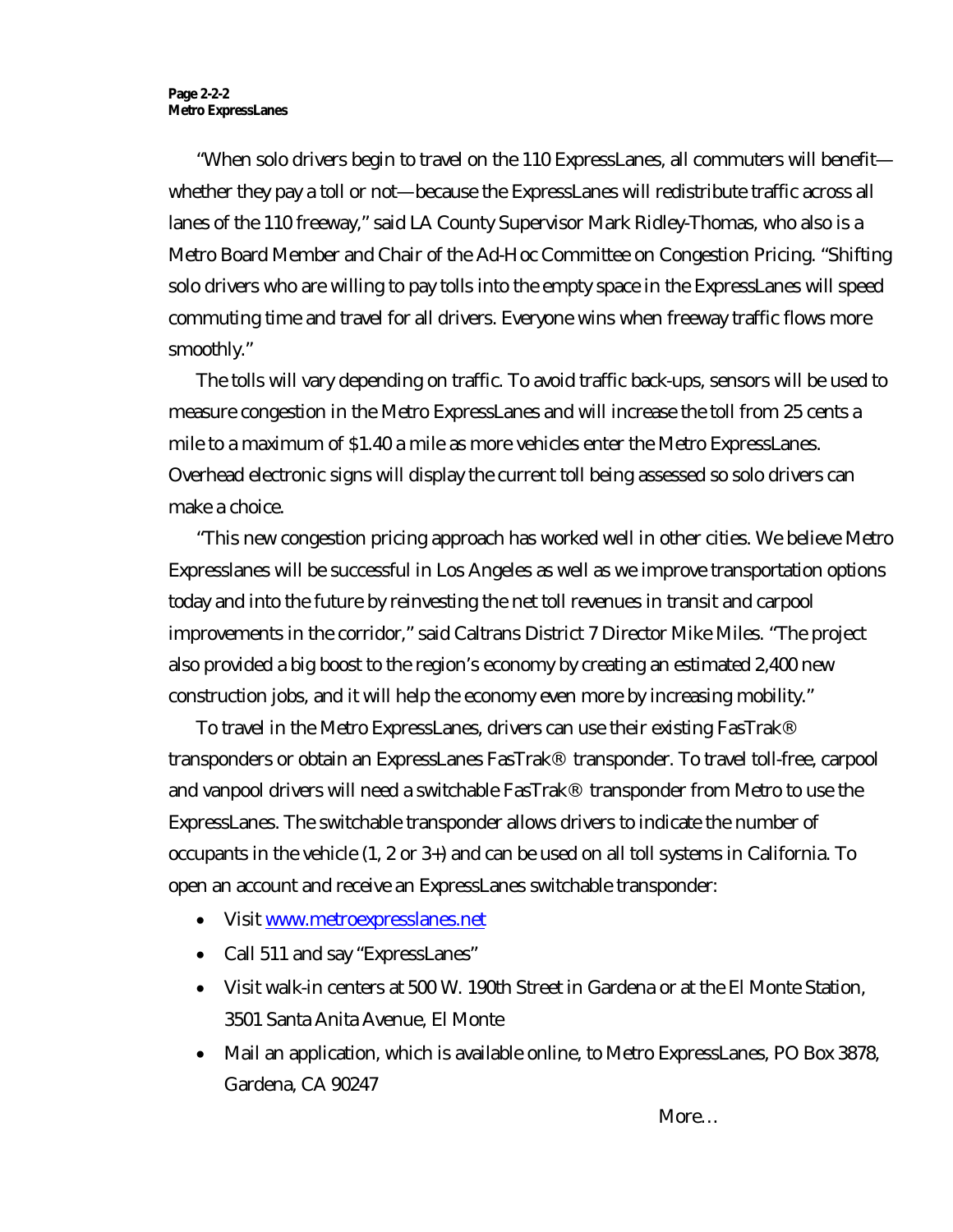"When solo drivers begin to travel on the 110 ExpressLanes, all commuters will benefit—whether they pay a toll or not—because the ExpressLanes will redistribute traffic across all lanes of the 110 freeway," said LA County Supervisor Mark Ridley-Thomas, who also is a Metro Board Member and Chair of the Ad-Hoc Committee on Congestion Pricing. "Shifting solo drivers who are willing to pay tolls into the empty space in the ExpressLanes will speed commuting time and travel for all drivers. Everyone wins when freeway traffic flows more smoothly."

The tolls will vary depending on traffic. To avoid traffic back-ups, sensors will be used to measure congestion in the Metro ExpressLanes and will increase the toll from 25 cents a mile to a maximum of $1.40 a mile as more vehicles enter the Metro ExpressLanes. Overhead electronic signs will display the current toll being assessed so solo drivers can make a choice.

"This new congestion pricing approach has worked well in other cities. We believe Metro Expresslanes will be successful in Los Angeles as well as we improve transportation options today and into the future by reinvesting the net toll revenues in transit and carpool improvements in the corridor," said Caltrans District 7 Director Mike Miles. "The project also provided a big boost to the region's economy by creating an estimated 2,400 new construction jobs, and it will help the economy even more by increasing mobility."

To travel in the Metro ExpressLanes, drivers can use their existing FasTrak® transponders or obtain an ExpressLanes FasTrak® transponder. To travel toll-free, carpool and vanpool drivers will need a switchable FasTrak® transponder from Metro to use the ExpressLanes. The switchable transponder allows drivers to indicate the number of occupants in the vehicle (1, 2 or 3+) and can be used on all toll systems in California. To open an account and receive an ExpressLanes switchable transponder:

- Visit [www.metroexpresslanes.net](http://www.metroexpresslanes.net)
- Call 511 and say "ExpressLanes"
- Visit walk-in centers at 500 W. 190th Street in Gardena or at the El Monte Station, 3501 Santa Anita Avenue, El Monte
- Mail an application, which is available online, to Metro ExpressLanes, PO Box 3878, Gardena, CA 90247

More…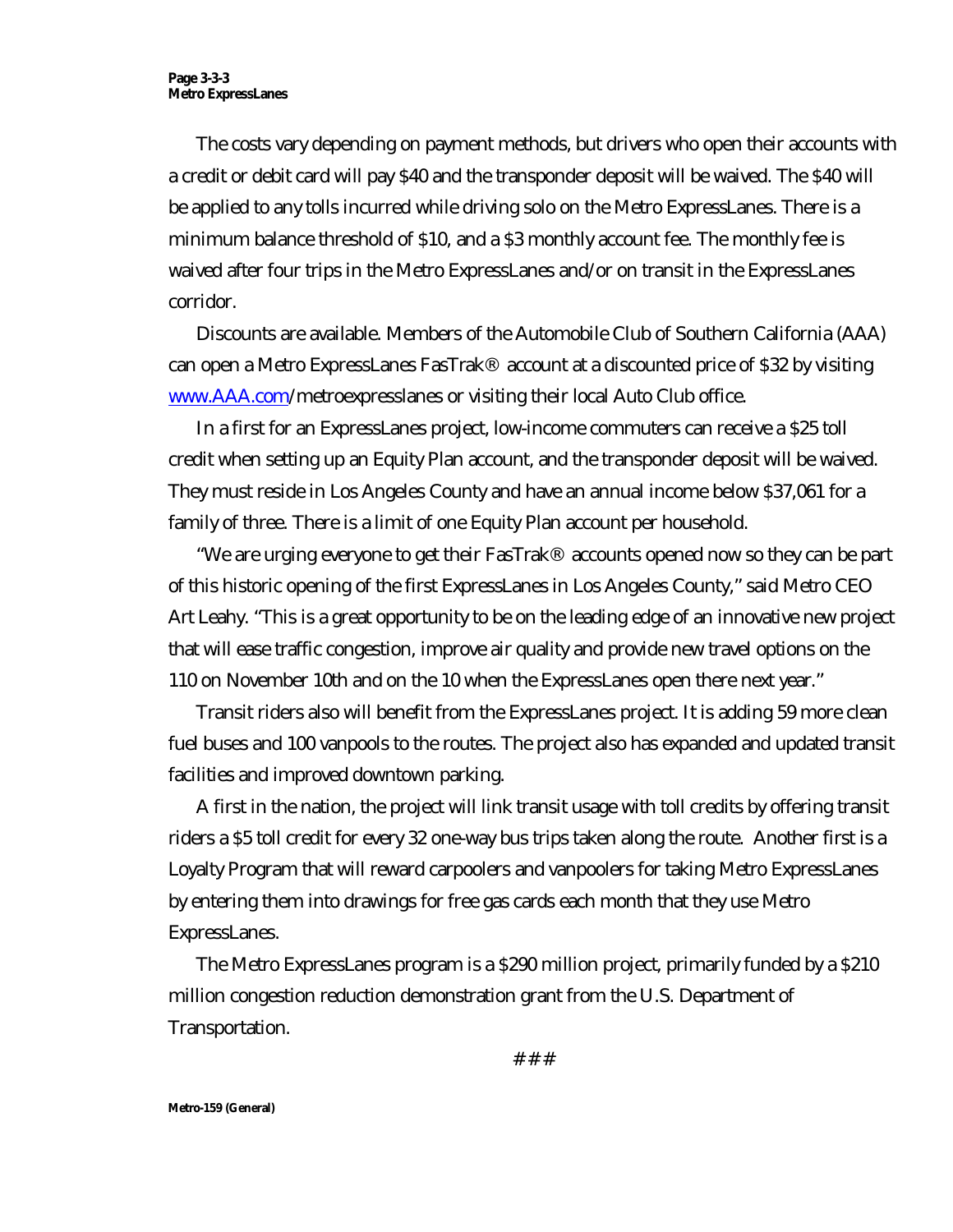The costs vary depending on payment methods, but drivers who open their accounts with a credit or debit card will pay $40 and the transponder deposit will be waived. The $40 will be applied to any tolls incurred while driving solo on the Metro ExpressLanes. There is a minimum balance threshold of $10, and a $3 monthly account fee. The monthly fee is waived after four trips in the Metro ExpressLanes and/or on transit in the ExpressLanes corridor.

Discounts are available. Members of the Automobile Club of Southern California (AAA) can open a Metro ExpressLanes FasTrak® account at a discounted price of $32 by visiting www.AAA.com/metroexpresslanes or visiting their local Auto Club office.

In a first for an ExpressLanes project, low-income commuters can receive a $25 toll credit when setting up an Equity Plan account, and the transponder deposit will be waived. They must reside in Los Angeles County and have an annual income below $37,061 for a family of three. There is a limit of one Equity Plan account per household.

"We are urging everyone to get their FasTrak® accounts opened now so they can be part of this historic opening of the first ExpressLanes in Los Angeles County," said Metro CEO Art Leahy. "This is a great opportunity to be on the leading edge of an innovative new project that will ease traffic congestion, improve air quality and provide new travel options on the 110 on November 10th and on the 10 when the ExpressLanes open there next year."

Transit riders also will benefit from the ExpressLanes project. It is adding 59 more clean fuel buses and 100 vanpools to the routes. The project also has expanded and updated transit facilities and improved downtown parking.

A first in the nation, the project will link transit usage with toll credits by offering transit riders a $5 toll credit for every 32 one-way bus trips taken along the route. Another first is a Loyalty Program that will reward carpoolers and vanpoolers for taking Metro ExpressLanes by entering them into drawings for free gas cards each month that they use Metro ExpressLanes.

The Metro ExpressLanes program is a $290 million project, primarily funded by a $210 million congestion reduction demonstration grant from the U.S. Department of Transportation.

# # #

**Metro-159 (General)**